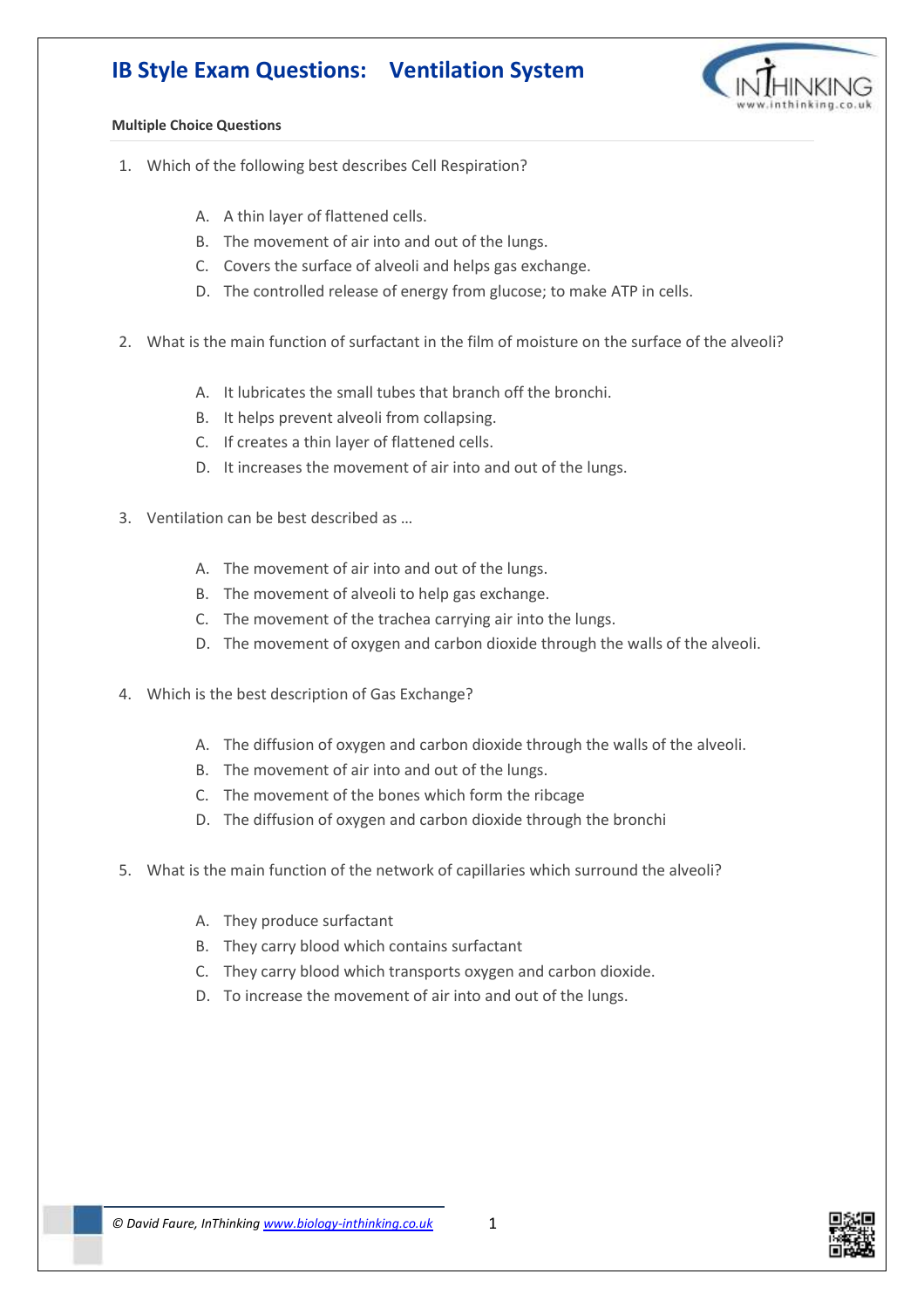# IB Style Exam Questions: Ventilation System

**Multiple Choice Questions**

1. Which of the following best describes Cell Respiration?

   A. A thin layer of flattened cells.
   B. The movement of air into and out of the lungs.
   C. Covers the surface of alveoli and helps gas exchange.
   D. The controlled release of energy from glucose; to make ATP in cells.

2. What is the main function of surfactant in the film of moisture on the surface of the alveoli?

   A. It lubricates the small tubes that branch off the bronchi.
   B. It helps prevent alveoli from collapsing.
   C. If creates a thin layer of flattened cells.
   D. It increases the movement of air into and out of the lungs.

3. Ventilation can be best described as …

   A. The movement of air into and out of the lungs.
   B. The movement of alveoli to help gas exchange.
   C. The movement of the trachea carrying air into the lungs.
   D. The movement of oxygen and carbon dioxide through the walls of the alveoli.

4. Which is the best description of Gas Exchange?

   A. The diffusion of oxygen and carbon dioxide through the walls of the alveoli.
   B. The movement of air into and out of the lungs.
   C. The movement of the bones which form the ribcage
   D. The diffusion of oxygen and carbon dioxide through the bronchi

5. What is the main function of the network of capillaries which surround the alveoli?

   A. They produce surfactant
   B. They carry blood which contains surfactant
   C. They carry blood which transports oxygen and carbon dioxide.
   D. To increase the movement of air into and out of the lungs.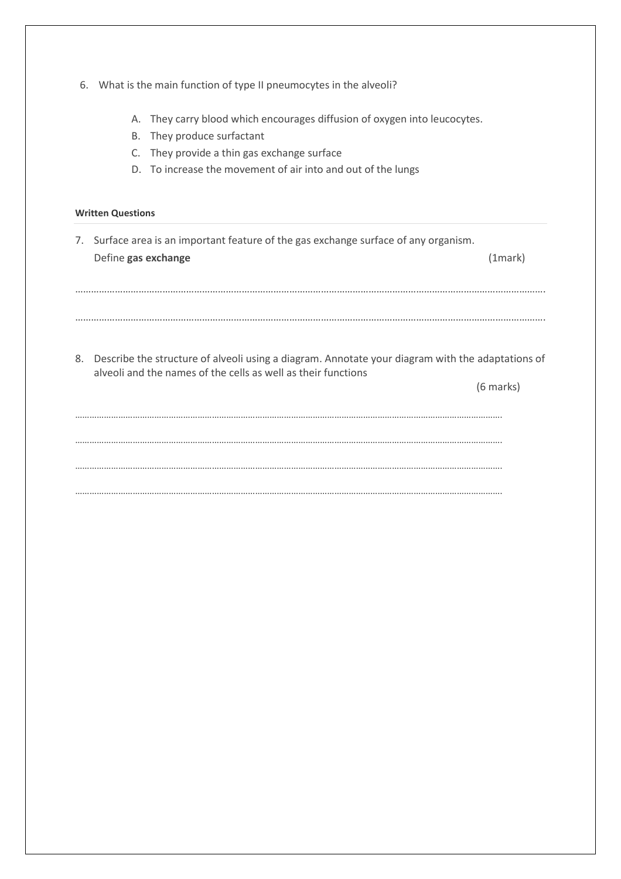6. What is the main function of type II pneumocytes in the alveoli?

   A. They carry blood which encourages diffusion of oxygen into leucocytes.
   B. They produce surfactant
   C. They provide a thin gas exchange surface
   D. To increase the movement of air into and out of the lungs

**Written Questions**

7. Surface area is an important feature of the gas exchange surface of any organism.
   Define **gas exchange** (1mark)

……………………………………………………………………………………………………………………………………………………………

……………………………………………………………………………………………………………………………………………………………

8. Describe the structure of alveoli using a diagram. Annotate your diagram with the adaptations of alveoli and the names of the cells as well as their functions

   (6 marks)

……………………………………………………………………………………………………………………………………………………………

……………………………………………………………………………………………………………………………………………………………

……………………………………………………………………………………………………………………………………………………………

……………………………………………………………………………………………………………………………………………………………